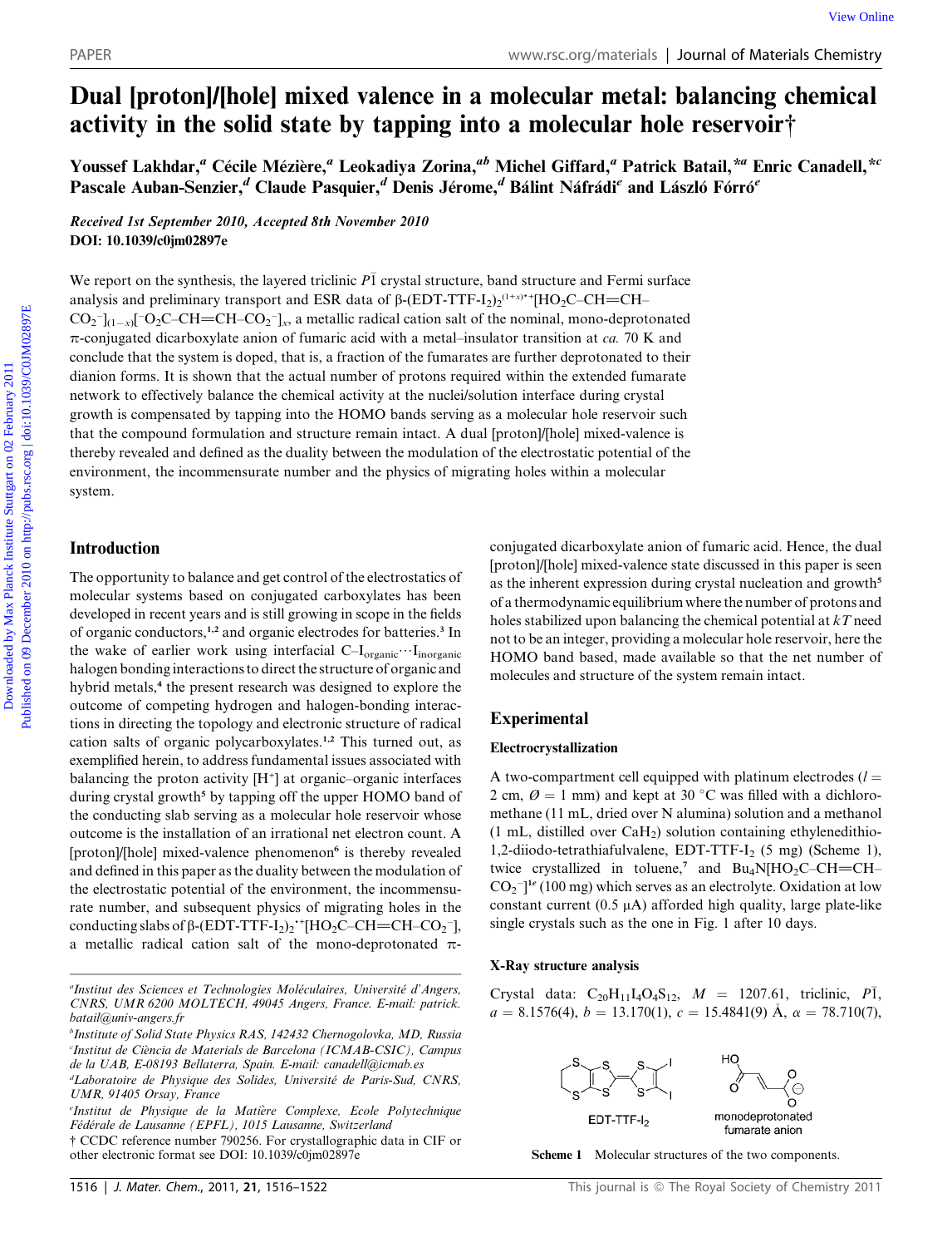# Dual [proton]/[hole] mixed valence in a molecular metal: balancing chemical activity in the solid state by tapping into a molecular hole reservoir†

Youssef Lakhdar,[a] Cécile Mézière,[a] Leokadiya Zorina,[ab] Michel Giffard,[a] Patrick Batail,*[a] Enric Canadell,*[c] Pascale Auban-Senzier,[d] Claude Pasquier,[d] Denis Jérome,[d] Bálint Náfrádi[e] and László Forró[e]

*Received 1st September 2010, Accepted 8th November 2010*
**DOI: 10.1039/c0jm02897e**

We report on the synthesis, the layered triclinic $P\bar{1}$ crystal structure, band structure and Fermi surface analysis and preliminary transport and ESR data of β-$(EDT\text{-}TTF\text{-}I_2)_2^{(1+x)\bullet+}[HO_2C\text{–}CH{=}CH\text{–}CO_2^-]_{(1-x)}[^-O_2C\text{–}CH{=}CH\text{–}CO_2^-]_x$, a metallic radical cation salt of the nominal, mono-deprotonated π-conjugated dicarboxylate anion of fumaric acid with a metal–insulator transition at *ca.* 70 K and conclude that the system is doped, that is, a fraction of the fumarates are further deprotonated to their dianion forms. It is shown that the actual number of protons required within the extended fumarate network to effectively balance the chemical activity at the nuclei/solution interface during crystal growth is compensated by tapping into the HOMO bands serving as a molecular hole reservoir such that the compound formulation and structure remain intact. A dual [proton]/[hole] mixed-valence is thereby revealed and defined as the duality between the modulation of the electrostatic potential of the environment, the incommensurate number and the physics of migrating holes within a molecular system.

## Introduction

The opportunity to balance and get control of the electrostatics of molecular systems based on conjugated carboxylates has been developed in recent years and is still growing in scope in the fields of organic conductors,[1,2] and organic electrodes for batteries.[3] In the wake of earlier work using interfacial $C\text{–}I_{organic}\cdots I_{inorganic}$ halogen bonding interactions to direct the structure of organic and hybrid metals,[4] the present research was designed to explore the outcome of competing hydrogen and halogen-bonding interactions in directing the topology and electronic structure of radical cation salts of organic polycarboxylates.[1,2] This turned out, as exemplified herein, to address fundamental issues associated with balancing the proton activity [H+] at organic–organic interfaces during crystal growth[5] by tapping off the upper HOMO band of the conducting slab serving as a molecular hole reservoir whose outcome is the installation of an irrational net electron count. A [proton]/[hole] mixed-valence phenomenon[6] is thereby revealed and defined in this paper as the duality between the modulation of the electrostatic potential of the environment, the incommensurate number, and subsequent physics of migrating holes in the conducting slabs of β-$(EDT\text{-}TTF\text{-}I_2)_2^{\bullet+}[HO_2C\text{–}CH{=}CH\text{–}CO_2^-]$, a metallic radical cation salt of the mono-deprotonated π-conjugated dicarboxylate anion of fumaric acid. Hence, the dual [proton]/[hole] mixed-valence state discussed in this paper is seen as the inherent expression during crystal nucleation and growth[5] of a thermodynamic equilibrium where the number of protons and holes stabilized upon balancing the chemical potential at $kT$ need not to be an integer, providing a molecular hole reservoir, here the HOMO band based, made available so that the net number of molecules and structure of the system remain intact.

## Experimental

### Electrocrystallization

A two-compartment cell equipped with platinum electrodes ($l$ = 2 cm, $\varnothing$ = 1 mm) and kept at 30 °C was filled with a dichloromethane (11 mL, dried over N alumina) solution and a methanol (1 mL, distilled over $CaH_2$) solution containing ethylenedithio-1,2-diiodo-tetrathiafulvalene, EDT-TTF-$I_2$ (5 mg) (Scheme 1), twice crystallized in toluene,[7] and $Bu_4N[HO_2C\text{–}CH{=}CH\text{–}CO_2^-]$[1e] (100 mg) which serves as an electrolyte. Oxidation at low constant current (0.5 μA) afforded high quality, large plate-like single crystals such as the one in Fig. 1 after 10 days.

### X-Ray structure analysis

Crystal data: $C_{20}H_{11}I_4O_4S_{12}$, $M$ = 1207.61, triclinic, $P\bar{1}$, $a$ = 8.1576(4), $b$ = 13.170(1), $c$ = 15.4841(9) Å, $\alpha$ = 78.710(7),

Scheme 1 Molecular structures of the two components.

---

[a] Institut des Sciences et Technologies Moléculaires, Université d'Angers, CNRS, UMR 6200 MOLTECH, 49045 Angers, France. E-mail: patrick.batail@univ-angers.fr

[b] Institute of Solid State Physics RAS, 142432 Chernogolovka, MD, Russia

[c] Institut de Ciència de Materials de Barcelona (ICMAB-CSIC), Campus de la UAB, E-08193 Bellaterra, Spain. E-mail: canadell@icmab.es

[d] Laboratoire de Physique des Solides, Université de Paris-Sud, CNRS, UMR, 91405 Orsay, France

[e] Institut de Physique de la Matière Complexe, Ecole Polytechnique Fédérale de Lausanne (EPFL), 1015 Lausanne, Switzerland

† CCDC reference number 790256. For crystallographic data in CIF or other electronic format see DOI: 10.1039/c0jm02897e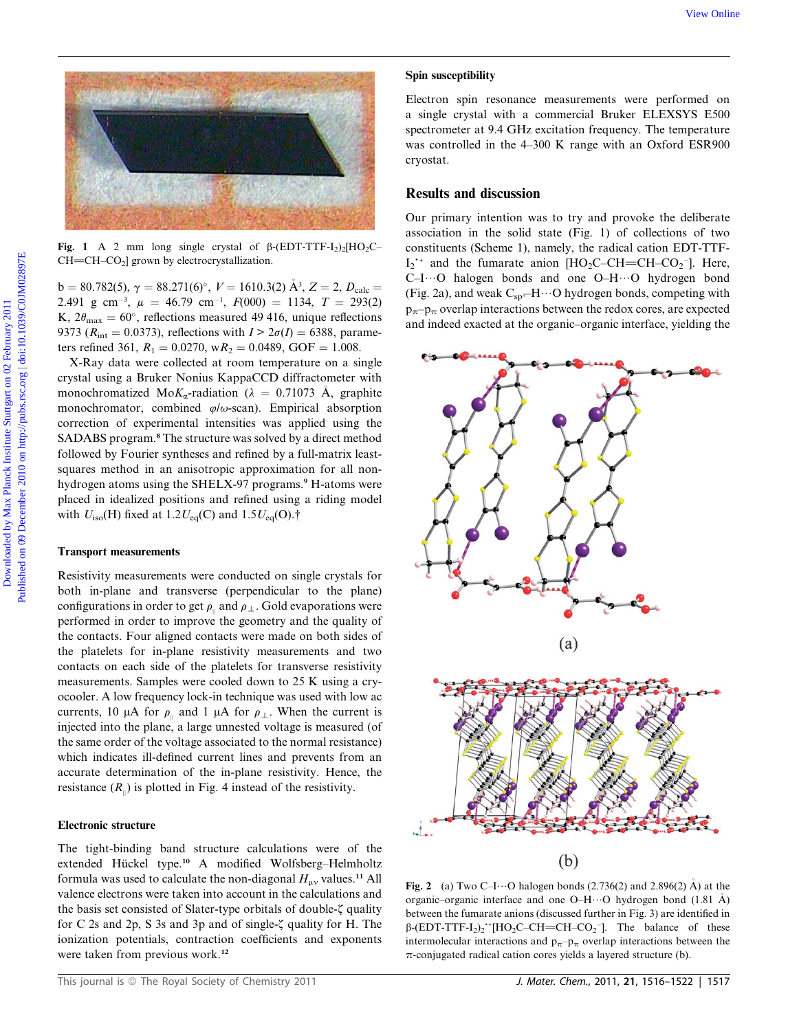Fig. 1 A 2 mm long single crystal of β-(EDT-TTF-I$_2$)$_2$[HO$_2$C–CH=CH–CO$_2$] grown by electrocrystallization.

b = 80.782(5), γ = 88.271(6)°, $V$ = 1610.3(2) Å$^3$, $Z$ = 2, $D_{calc}$ = 2.491 g cm$^{-3}$, μ = 46.79 cm$^{-1}$, $F$(000) = 1134, $T$ = 293(2) K, 2$\theta_{max}$ = 60°, reflections measured 49 416, unique reflections 9373 ($R_{int}$ = 0.0373), reflections with $I > 2\sigma(I)$ = 6388, parameters refined 361, $R_1$ = 0.0270, w$R_2$ = 0.0489, GOF = 1.008.

X-Ray data were collected at room temperature on a single crystal using a Bruker Nonius KappaCCD diffractometer with monochromatized Mo$K_\alpha$-radiation (λ = 0.71073 Å, graphite monochromator, combined φ/ω-scan). Empirical absorption correction of experimental intensities was applied using the SADABS program.[8] The structure was solved by a direct method followed by Fourier syntheses and refined by a full-matrix least-squares method in an anisotropic approximation for all non-hydrogen atoms using the SHELX-97 programs.[9] H-atoms were placed in idealized positions and refined using a riding model with $U_{iso}$(H) fixed at 1.2$U_{eq}$(C) and 1.5$U_{eq}$(O).†

### Transport measurements

Resistivity measurements were conducted on single crystals for both in-plane and transverse (perpendicular to the plane) configurations in order to get $\rho_\parallel$ and $\rho_\perp$. Gold evaporations were performed in order to improve the geometry and the quality of the contacts. Four aligned contacts were made on both sides of the platelets for in-plane resistivity measurements and two contacts on each side of the platelets for transverse resistivity measurements. Samples were cooled down to 25 K using a cryocooler. A low frequency lock-in technique was used with low ac currents, 10 μA for $\rho_\parallel$ and 1 μA for $\rho_\perp$. When the current is injected into the plane, a large unnested voltage is measured (of the same order of the voltage associated to the normal resistance) which indicates ill-defined current lines and prevents from an accurate determination of the in-plane resistivity. Hence, the resistance ($R_\parallel$) is plotted in Fig. 4 instead of the resistivity.

### Electronic structure

The tight-binding band structure calculations were of the extended Hückel type.[10] A modified Wolfsberg–Helmholtz formula was used to calculate the non-diagonal $H_{\mu\nu}$ values.[11] All valence electrons were taken into account in the calculations and the basis set consisted of Slater-type orbitals of double-ζ quality for C 2s and 2p, S 3s and 3p and of single-ζ quality for H. The ionization potentials, contraction coefficients and exponents were taken from previous work.[12]

### Spin susceptibility

Electron spin resonance measurements were performed on a single crystal with a commercial Bruker ELEXSYS E500 spectrometer at 9.4 GHz excitation frequency. The temperature was controlled in the 4–300 K range with an Oxford ESR900 cryostat.

## Results and discussion

Our primary intention was to try and provoke the deliberate association in the solid state (Fig. 1) of collections of two constituents (Scheme 1), namely, the radical cation EDT-TTF-I$_2^{\bullet+}$ and the fumarate anion [HO$_2$C–CH=CH–CO$_2^-$]. Here, C–I⋯O halogen bonds and one O–H⋯O hydrogen bond (Fig. 2a), and weak C$_{sp^2}$–H⋯O hydrogen bonds, competing with p$_\pi$–p$_\pi$ overlap interactions between the redox cores, are expected and indeed exacted at the organic–organic interface, yielding the

Fig. 2 (a) Two C–I⋯O halogen bonds (2.736(2) and 2.896(2) Å) at the organic–organic interface and one O–H⋯O hydrogen bond (1.81 Å) between the fumarate anions (discussed further in Fig. 3) are identified in β-(EDT-TTF-I$_2$)$_2^{\bullet+}$[HO$_2$C–CH=CH–CO$_2^-$]. The balance of these intermolecular interactions and p$_\pi$–p$_\pi$ overlap interactions between the π-conjugated radical cation cores yields a layered structure (b).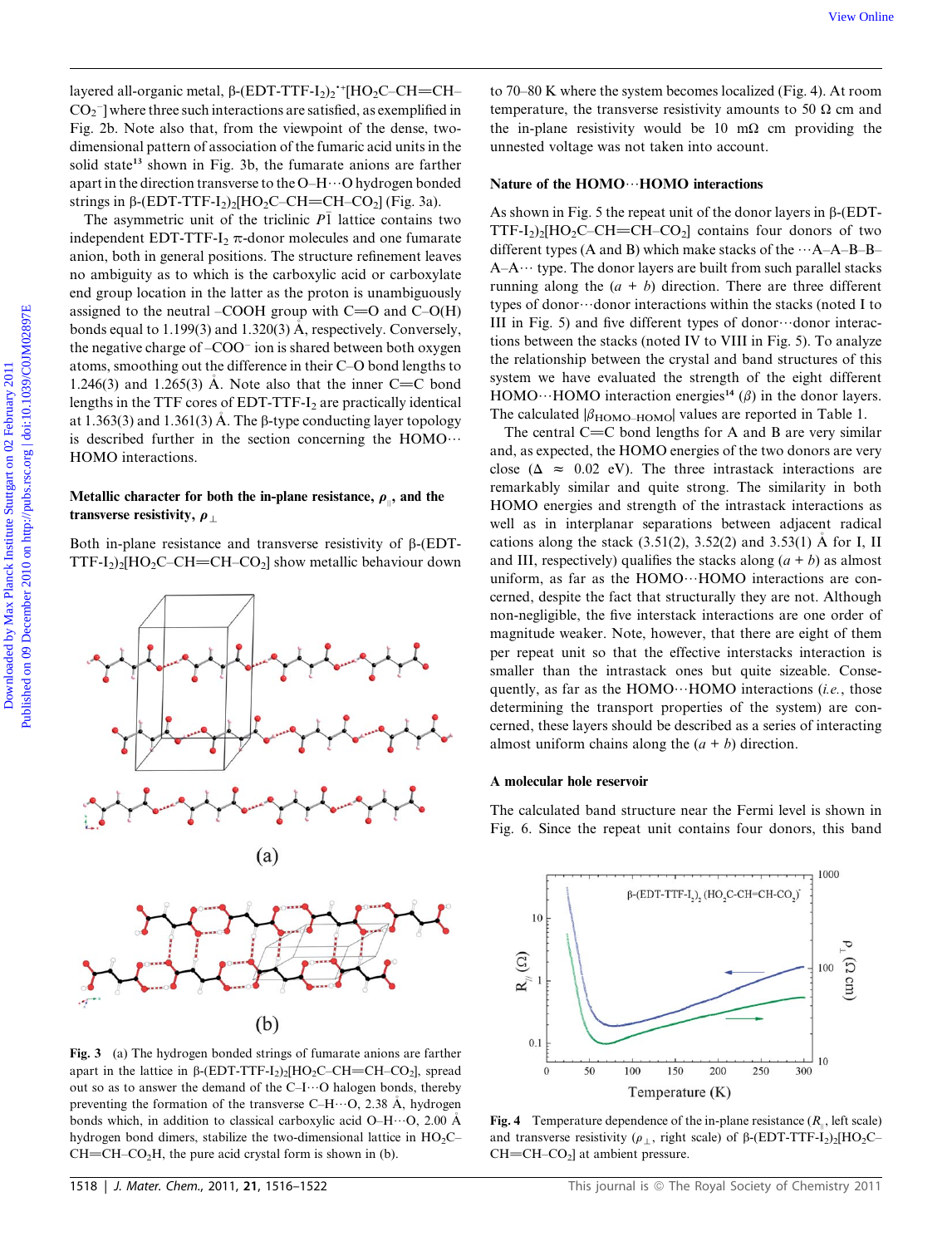layered all-organic metal, β-(EDT-TTF-$I_2$)$_2^{\bullet+}$[$HO_2C$–CH=CH–$CO_2^-$] where three such interactions are satisfied, as exemplified in Fig. 2b. Note also that, from the viewpoint of the dense, two-dimensional pattern of association of the fumaric acid units in the solid state[13] shown in Fig. 3b, the fumarate anions are farther apart in the direction transverse to the O–H···O hydrogen bonded strings in β-(EDT-TTF-$I_2$)$_2$[$HO_2C$–CH=CH–$CO_2$] (Fig. 3a).

The asymmetric unit of the triclinic $P\bar{1}$ lattice contains two independent EDT-TTF-$I_2$ π-donor molecules and one fumarate anion, both in general positions. The structure refinement leaves no ambiguity as to which is the carboxylic acid or carboxylate end group location in the latter as the proton is unambiguously assigned to the neutral –COOH group with C=O and C–O(H) bonds equal to 1.199(3) and 1.320(3) Å, respectively. Conversely, the negative charge of –$COO^-$ ion is shared between both oxygen atoms, smoothing out the difference in their C–O bond lengths to 1.246(3) and 1.265(3) Å. Note also that the inner C=C bond lengths in the TTF cores of EDT-TTF-$I_2$ are practically identical at 1.363(3) and 1.361(3) Å. The β-type conducting layer topology is described further in the section concerning the HOMO···HOMO interactions.

### Metallic character for both the in-plane resistance, $\rho_{\parallel}$, and the transverse resistivity, $\rho_{\perp}$

Both in-plane resistance and transverse resistivity of β-(EDT-TTF-$I_2$)$_2$[$HO_2C$–CH=CH–$CO_2$] show metallic behaviour down to 70–80 K where the system becomes localized (Fig. 4). At room temperature, the transverse resistivity amounts to 50 Ω cm and the in-plane resistivity would be 10 mΩ cm providing the unnested voltage was not taken into account.

**Fig. 3** (a) The hydrogen bonded strings of fumarate anions are farther apart in the lattice in β-(EDT-TTF-$I_2$)$_2$[$HO_2C$–CH=CH–$CO_2$], spread out so as to answer the demand of the C–I···O halogen bonds, thereby preventing the formation of the transverse C–H···O, 2.38 Å, hydrogen bonds which, in addition to classical carboxylic acid O–H···O, 2.00 Å hydrogen bond dimers, stabilize the two-dimensional lattice in $HO_2C$–CH=CH–$CO_2H$, the pure acid crystal form is shown in (b).

### Nature of the HOMO···HOMO interactions

As shown in Fig. 5 the repeat unit of the donor layers in β-(EDT-TTF-$I_2$)$_2$[$HO_2C$–CH=CH–$CO_2$] contains four donors of two different types (A and B) which make stacks of the ···A–A–B–B–A–A··· type. The donor layers are built from such parallel stacks running along the ($a$ + $b$) direction. There are three different types of donor···donor interactions within the stacks (noted I to III in Fig. 5) and five different types of donor···donor interactions between the stacks (noted IV to VIII in Fig. 5). To analyze the relationship between the crystal and band structures of this system we have evaluated the strength of the eight different HOMO···HOMO interaction energies[14] ($\beta$) in the donor layers. The calculated $|\beta_{HOMO-HOMO}|$ values are reported in Table 1.

The central C=C bond lengths for A and B are very similar and, as expected, the HOMO energies of the two donors are very close ($\Delta \approx 0.02$ eV). The three intrastack interactions are remarkably similar and quite strong. The similarity in both HOMO energies and strength of the intrastack interactions as well as in interplanar separations between adjacent radical cations along the stack (3.51(2), 3.52(2) and 3.53(1) Å for I, II and III, respectively) qualifies the stacks along ($a$ + $b$) as almost uniform, as far as the HOMO···HOMO interactions are concerned, despite the fact that structurally they are not. Although non-negligible, the five interstack interactions are one order of magnitude weaker. Note, however, that there are eight of them per repeat unit so that the effective interstacks interaction is smaller than the intrastack ones but quite sizeable. Consequently, as far as the HOMO···HOMO interactions (*i.e.*, those determining the transport properties of the system) are concerned, these layers should be described as a series of interacting almost uniform chains along the ($a$ + $b$) direction.

### A molecular hole reservoir

The calculated band structure near the Fermi level is shown in Fig. 6. Since the repeat unit contains four donors, this band

**Fig. 4** Temperature dependence of the in-plane resistance ($R_{\parallel}$, left scale) and transverse resistivity ($\rho_{\perp}$, right scale) of β-(EDT-TTF-$I_2$)$_2$[$HO_2C$–CH=CH–$CO_2$] at ambient pressure.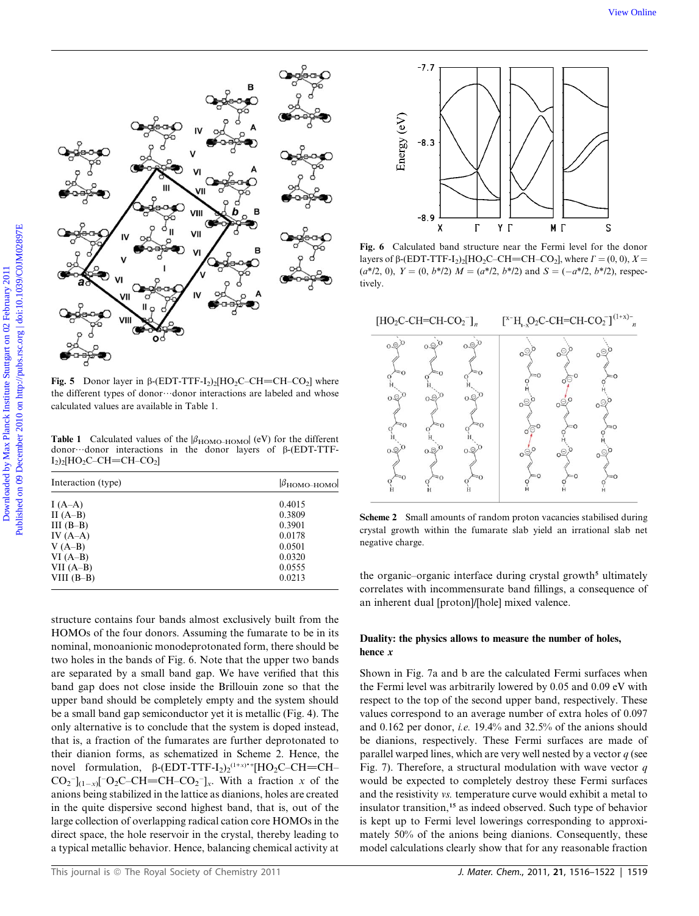Fig. 5 Donor layer in β-(EDT-TTF-I$_2$)$_2$[HO$_2$C–CH═CH–CO$_2$] where the different types of donor···donor interactions are labeled and whose calculated values are available in Table 1.

Table 1 Calculated values of the $|\beta_{HOMO-HOMO}|$ (eV) for the different donor···donor interactions in the donor layers of β-(EDT-TTF-I$_2$)$_2$[HO$_2$C–CH═CH–CO$_2$]

| Interaction (type) | $\|\beta_{HOMO-HOMO}\|$ |
|---|---|
| I (A–A) | 0.4015 |
| II (A–B) | 0.3809 |
| III (B–B) | 0.3901 |
| IV (A–A) | 0.0178 |
| V (A–B) | 0.0501 |
| VI (A–B) | 0.0320 |
| VII (A–B) | 0.0555 |
| VIII (B–B) | 0.0213 |

structure contains four bands almost exclusively built from the HOMOs of the four donors. Assuming the fumarate to be in its nominal, monoanionic monodeprotonated form, there should be two holes in the bands of Fig. 6. Note that the upper two bands are separated by a small band gap. We have verified that this band gap does not close inside the Brillouin zone so that the upper band should be completely empty and the system should be a small band gap semiconductor yet it is metallic (Fig. 4). The only alternative is to conclude that the system is doped instead, that is, a fraction of the fumarates are further deprotonated to their dianion forms, as schematized in Scheme 2. Hence, the novel formulation, β-(EDT-TTF-I$_2$)$_2$$^{(1+x)\bullet+}$[HO$_2$C–CH═CH–CO$_2$$^-$]$_{(1-x)}$[$^-$O$_2$C–CH═CH–CO$_2$$^-$]$_x$. With a fraction $x$ of the anions being stabilized in the lattice as dianions, holes are created in the quite dispersive second highest band, that is, out of the large collection of overlapping radical cation core HOMOs in the direct space, the hole reservoir in the crystal, thereby leading to a typical metallic behavior. Hence, balancing chemical activity at

Fig. 6 Calculated band structure near the Fermi level for the donor layers of β-(EDT-TTF-I$_2$)$_2$[HO$_2$C–CH═CH–CO$_2$], where $\Gamma = (0, 0)$, $X = (a^*/2, 0)$, $Y = (0, b^*/2)$ $M = (a^*/2, b^*/2)$ and $S = (-a^*/2, b^*/2)$, respectively.

Scheme 2 Small amounts of random proton vacancies stabilised during crystal growth within the fumarate slab yield an irrational slab net negative charge.

the organic–organic interface during crystal growth[5] ultimately correlates with incommensurate band fillings, a consequence of an inherent dual [proton]/[hole] mixed valence.

## Duality: the physics allows to measure the number of holes, hence x

Shown in Fig. 7a and b are the calculated Fermi surfaces when the Fermi level was arbitrarily lowered by 0.05 and 0.09 eV with respect to the top of the second upper band, respectively. These values correspond to an average number of extra holes of 0.097 and 0.162 per donor, *i.e.* 19.4% and 32.5% of the anions should be dianions, respectively. These Fermi surfaces are made of parallel warped lines, which are very well nested by a vector $q$ (see Fig. 7). Therefore, a structural modulation with wave vector $q$ would be expected to completely destroy these Fermi surfaces and the resistivity *vs.* temperature curve would exhibit a metal to insulator transition,[15] as indeed observed. Such type of behavior is kept up to Fermi level lowerings corresponding to approximately 50% of the anions being dianions. Consequently, these model calculations clearly show that for any reasonable fraction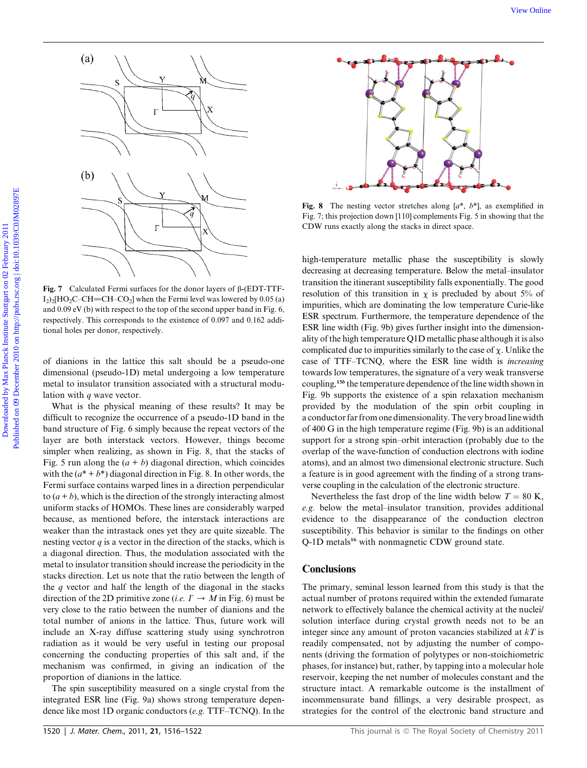Fig. 7 Calculated Fermi surfaces for the donor layers of β-(EDT-TTF-$I_2$)$_2$[$HO_2C$–CH=CH–$CO_2$] when the Fermi level was lowered by 0.05 (a) and 0.09 eV (b) with respect to the top of the second upper band in Fig. 6, respectively. This corresponds to the existence of 0.097 and 0.162 additional holes per donor, respectively.

of dianions in the lattice this salt should be a pseudo-one dimensional (pseudo-1D) metal undergoing a low temperature metal to insulator transition associated with a structural modulation with $q$ wave vector.

What is the physical meaning of these results? It may be difficult to recognize the occurrence of a pseudo-1D band in the band structure of Fig. 6 simply because the repeat vectors of the layer are both interstack vectors. However, things become simpler when realizing, as shown in Fig. 8, that the stacks of Fig. 5 run along the $(a + b)$ diagonal direction, which coincides with the $(a^* + b^*)$ diagonal direction in Fig. 8. In other words, the Fermi surface contains warped lines in a direction perpendicular to $(a + b)$, which is the direction of the strongly interacting almost uniform stacks of HOMOs. These lines are considerably warped because, as mentioned before, the interstack interactions are weaker than the intrastack ones yet they are quite sizeable. The nesting vector $q$ is a vector in the direction of the stacks, which is a diagonal direction. Thus, the modulation associated with the metal to insulator transition should increase the periodicity in the stacks direction. Let us note that the ratio between the length of the $q$ vector and half the length of the diagonal in the stacks direction of the 2D primitive zone (*i.e.* $\Gamma \rightarrow M$ in Fig. 6) must be very close to the ratio between the number of dianions and the total number of anions in the lattice. Thus, future work will include an X-ray diffuse scattering study using synchrotron radiation as it would be very useful in testing our proposal concerning the conducting properties of this salt and, if the mechanism was confirmed, in giving an indication of the proportion of dianions in the lattice.

The spin susceptibility measured on a single crystal from the integrated ESR line (Fig. 9a) shows strong temperature dependence like most 1D organic conductors (*e.g.* TTF–TCNQ). In the

Fig. 8 The nesting vector stretches along [$a^*$, $b^*$], as exemplified in Fig. 7; this projection down [110] complements Fig. 5 in showing that the CDW runs exactly along the stacks in direct space.

high-temperature metallic phase the susceptibility is slowly decreasing at decreasing temperature. Below the metal–insulator transition the itinerant susceptibility falls exponentially. The good resolution of this transition in $\chi$ is precluded by about 5% of impurities, which are dominating the low temperature Curie-like ESR spectrum. Furthermore, the temperature dependence of the ESR line width (Fig. 9b) gives further insight into the dimensionality of the high temperature Q1D metallic phase although it is also complicated due to impurities similarly to the case of $\chi$. Unlike the case of TTF–TCNQ, where the ESR line width is *increasing* towards low temperatures, the signature of a very weak transverse coupling,[15b] the temperature dependence of the line width shown in Fig. 9b supports the existence of a spin relaxation mechanism provided by the modulation of the spin orbit coupling in a conductor far from one dimensionality. The very broad line width of 400 G in the high temperature regime (Fig. 9b) is an additional support for a strong spin–orbit interaction (probably due to the overlap of the wave-function of conduction electrons with iodine atoms), and an almost two dimensional electronic structure. Such a feature is in good agreement with the finding of a strong transverse coupling in the calculation of the electronic structure.

Nevertheless the fast drop of the line width below $T = 80$ K, *e.g.* below the metal–insulator transition, provides additional evidence to the disappearance of the conduction electron susceptibility. This behavior is similar to the findings on other Q-1D metals[16] with nonmagnetic CDW ground state.

## Conclusions

The primary, seminal lesson learned from this study is that the actual number of protons required within the extended fumarate network to effectively balance the chemical activity at the nuclei/solution interface during crystal growth needs not to be an integer since any amount of proton vacancies stabilized at $kT$ is readily compensated, not by adjusting the number of components (driving the formation of polytypes or non-stoichiometric phases, for instance) but, rather, by tapping into a molecular hole reservoir, keeping the net number of molecules constant and the structure intact. A remarkable outcome is the installment of incommensurate band fillings, a very desirable prospect, as strategies for the control of the electronic band structure and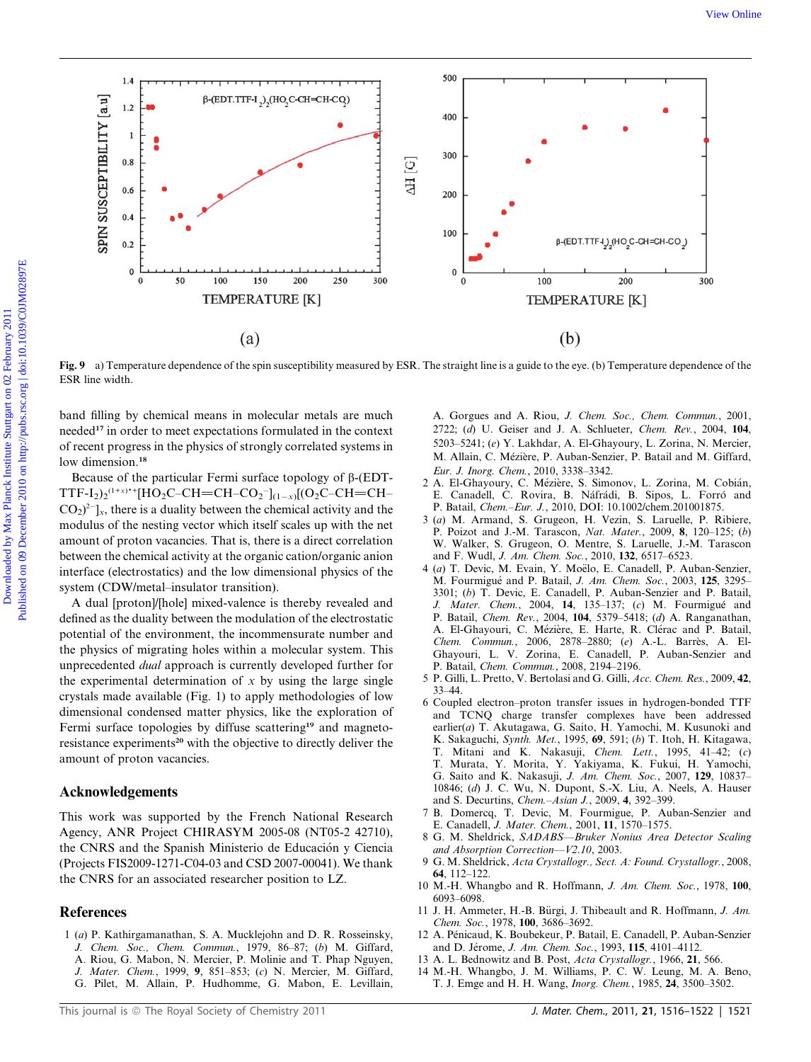**Fig. 9** a) Temperature dependence of the spin susceptibility measured by ESR. The straight line is a guide to the eye. (b) Temperature dependence of the ESR line width.

band filling by chemical means in molecular metals are much needed[17] in order to meet expectations formulated in the context of recent progress in the physics of strongly correlated systems in low dimension.[18]

Because of the particular Fermi surface topology of β-(EDT-TTF-$I_2$)$_2$$^{(1+x)\bullet+}$[$HO_2C$–CH=CH–$CO_2^-$]$_{(1-x)}$[($O_2C$–CH=CH–$CO_2$)$^{2-}$]$_x$, there is a duality between the chemical activity and the modulus of the nesting vector which itself scales up with the net amount of proton vacancies. That is, there is a direct correlation between the chemical activity at the organic cation/organic anion interface (electrostatics) and the low dimensional physics of the system (CDW/metal–insulator transition).

A dual [proton]/[hole] mixed-valence is thereby revealed and defined as the duality between the modulation of the electrostatic potential of the environment, the incommensurate number and the physics of migrating holes within a molecular system. This unprecedented *dual* approach is currently developed further for the experimental determination of $x$ by using the large single crystals made available (Fig. 1) to apply methodologies of low dimensional condensed matter physics, like the exploration of Fermi surface topologies by diffuse scattering[19] and magneto-resistance experiments[20] with the objective to directly deliver the amount of proton vacancies.

## Acknowledgements

This work was supported by the French National Research Agency, ANR Project CHIRASYM 2005-08 (NT05-2 42710), the CNRS and the Spanish Ministerio de Educación y Ciencia (Projects FIS2009-1271-C04-03 and CSD 2007-00041). We thank the CNRS for an associated researcher position to LZ.

## References

1 (*a*) P. Kathirgamanathan, S. A. Mucklejohn and D. R. Rosseinsky, *J. Chem. Soc., Chem. Commun.*, 1979, 86–87; (*b*) M. Giffard, A. Riou, G. Mabon, N. Mercier, P. Molinie and T. Phap Nguyen, *J. Mater. Chem.*, 1999, **9**, 851–853; (*c*) N. Mercier, M. Giffard, G. Pilet, M. Allain, P. Hudhomme, G. Mabon, E. Levillain, A. Gorgues and A. Riou, *J. Chem. Soc., Chem. Commun.*, 2001, 2722; (*d*) U. Geiser and J. A. Schlueter, *Chem. Rev.*, 2004, **104**, 5203–5241; (*e*) Y. Lakhdar, A. El-Ghayoury, L. Zorina, N. Mercier, M. Allain, C. Mézière, P. Auban-Senzier, P. Batail and M. Giffard, *Eur. J. Inorg. Chem.*, 2010, 3338–3342.

2 A. El-Ghayoury, C. Mézière, S. Simonov, L. Zorina, M. Cobián, E. Canadell, C. Rovira, B. Náfrádi, B. Sipos, L. Forró and P. Batail, *Chem.–Eur. J.*, 2010, DOI: 10.1002/chem.201001875.

3 (*a*) M. Armand, S. Grugeon, H. Vezin, S. Laruelle, P. Ribiere, P. Poizot and J.-M. Tarascon, *Nat. Mater.*, 2009, **8**, 120–125; (*b*) W. Walker, S. Grugeon, O. Mentre, S. Laruelle, J.-M. Tarascon and F. Wudl, *J. Am. Chem. Soc.*, 2010, **132**, 6517–6523.

4 (*a*) T. Devic, M. Evain, Y. Moëlo, E. Canadell, P. Auban-Senzier, M. Fourmigué and P. Batail, *J. Am. Chem. Soc.*, 2003, **125**, 3295–3301; (*b*) T. Devic, E. Canadell, P. Auban-Senzier and P. Batail, *J. Mater. Chem.*, 2004, **14**, 135–137; (*c*) M. Fourmigué and P. Batail, *Chem. Rev.*, 2004, **104**, 5379–5418; (*d*) A. Ranganathan, A. El-Ghayouri, C. Mézière, E. Harte, R. Clérac and P. Batail, *Chem. Commun.*, 2006, 2878–2880; (*e*) A.-L. Barrès, A. El-Ghayouri, L. V. Zorina, E. Canadell, P. Auban-Senzier and P. Batail, *Chem. Commun.*, 2008, 2194–2196.

5 P. Gilli, L. Pretto, V. Bertolasi and G. Gilli, *Acc. Chem. Res.*, 2009, **42**, 33–44.

6 Coupled electron–proton transfer issues in hydrogen-bonded TTF and TCNQ charge transfer complexes have been addressed earlier(*a*) T. Akutagawa, G. Saito, H. Yamochi, M. Kusunoki and K. Sakaguchi, *Synth. Met.*, 1995, **69**, 591; (*b*) T. Itoh, H. Kitagawa, T. Mitani and K. Nakasuji, *Chem. Lett.*, 1995, 41–42; (*c*) T. Murata, Y. Morita, Y. Yakiyama, K. Fukui, H. Yamochi, G. Saito and K. Nakasuji, *J. Am. Chem. Soc.*, 2007, **129**, 10837–10846; (*d*) J. C. Wu, N. Dupont, S.-X. Liu, A. Neels, A. Hauser and S. Decurtins, *Chem.–Asian J.*, 2009, **4**, 392–399.

7 B. Domercq, T. Devic, M. Fourmigue, P. Auban-Senzier and E. Canadell, *J. Mater. Chem.*, 2001, **11**, 1570–1575.

8 G. M. Sheldrick, *SADABS—Bruker Nonius Area Detector Scaling and Absorption Correction—V2.10*, 2003.

9 G. M. Sheldrick, *Acta Crystallogr., Sect. A: Found. Crystallogr.*, 2008, **64**, 112–122.

10 M.-H. Whangbo and R. Hoffmann, *J. Am. Chem. Soc.*, 1978, **100**, 6093–6098.

11 J. H. Ammeter, H.-B. Bürgi, J. Thibeault and R. Hoffmann, *J. Am. Chem. Soc.*, 1978, **100**, 3686–3692.

12 A. Pénicaud, K. Boubekeur, P. Batail, E. Canadell, P. Auban-Senzier and D. Jérome, *J. Am. Chem. Soc.*, 1993, **115**, 4101–4112.

13 A. L. Bednowitz and B. Post, *Acta Crystallogr.*, 1966, **21**, 566.

14 M.-H. Whangbo, J. M. Williams, P. C. W. Leung, M. A. Beno, T. J. Emge and H. H. Wang, *Inorg. Chem.*, 1985, **24**, 3500–3502.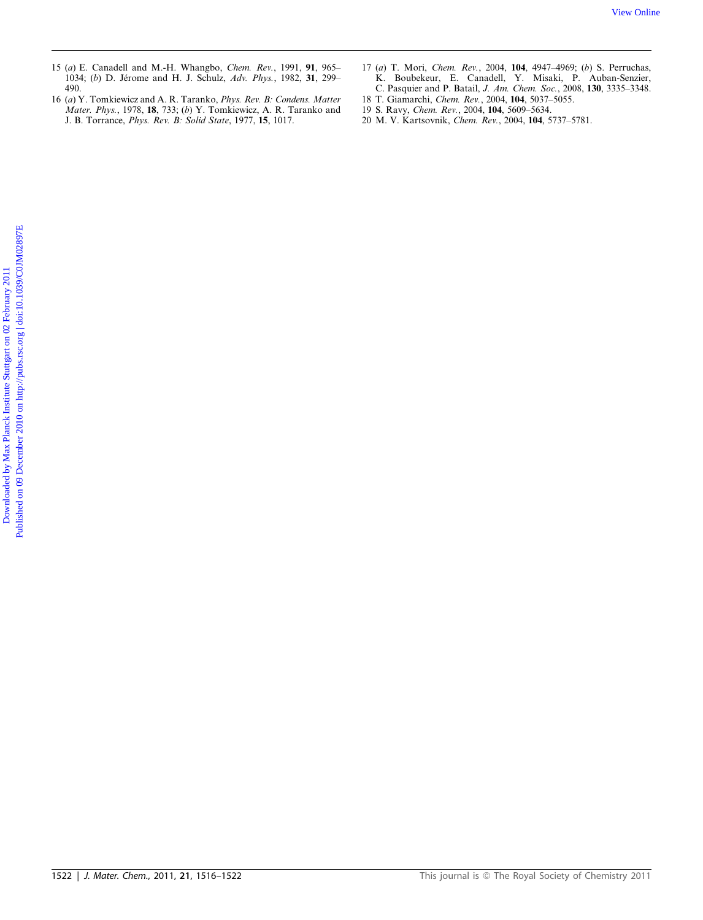15 (*a*) E. Canadell and M.-H. Whangbo, *Chem. Rev.*, 1991, **91**, 965–1034; (*b*) D. Jérome and H. J. Schulz, *Adv. Phys.*, 1982, **31**, 299–490.

16 (*a*) Y. Tomkiewicz and A. R. Taranko, *Phys. Rev. B: Condens. Matter Mater. Phys.*, 1978, **18**, 733; (*b*) Y. Tomkiewicz, A. R. Taranko and J. B. Torrance, *Phys. Rev. B: Solid State*, 1977, **15**, 1017.

17 (*a*) T. Mori, *Chem. Rev.*, 2004, **104**, 4947–4969; (*b*) S. Perruchas, K. Boubekeur, E. Canadell, Y. Misaki, P. Auban-Senzier, C. Pasquier and P. Batail, *J. Am. Chem. Soc.*, 2008, **130**, 3335–3348.

18 T. Giamarchi, *Chem. Rev.*, 2004, **104**, 5037–5055.

19 S. Ravy, *Chem. Rev.*, 2004, **104**, 5609–5634.

20 M. V. Kartsovnik, *Chem. Rev.*, 2004, **104**, 5737–5781.